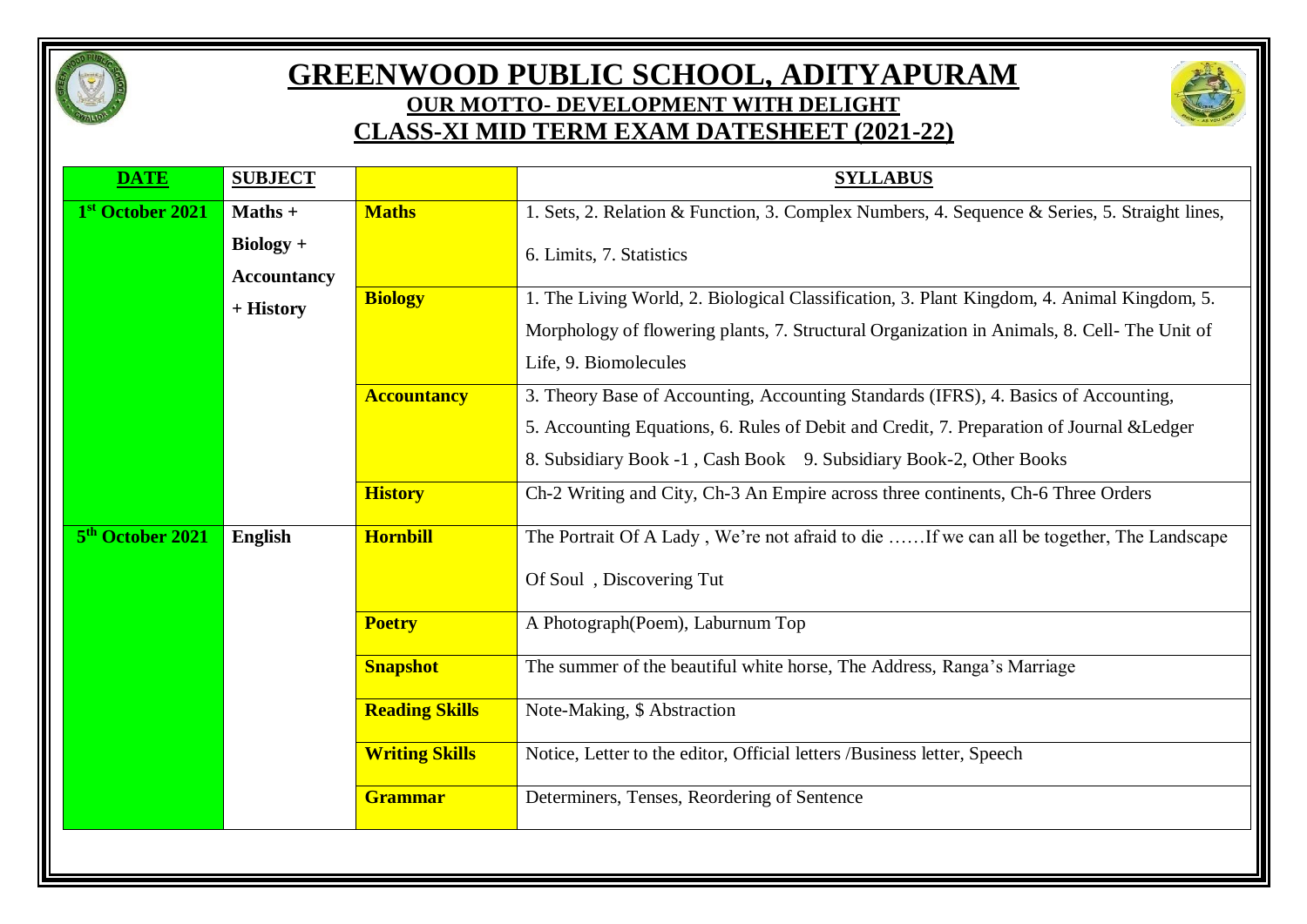# GREENWOOD PUBLIC SCHOOL, ADITYAPURAM

## OUR MOTTO- DEVELOPMENT WITH DELIGHT

## CLASS-XI MID TERM EXAM DATESHEET (2021-22)

| DATE | SUBJECT | | SYLLABUS |
|---|---|---|---|
| 1st October 2021 | Maths + Biology + Accountancy + History | **Maths** | 1. Sets, 2. Relation & Function, 3. Complex Numbers, 4. Sequence & Series, 5. Straight lines, 6. Limits, 7. Statistics |
| | | **Biology** | 1. The Living World, 2. Biological Classification, 3. Plant Kingdom, 4. Animal Kingdom, 5. Morphology of flowering plants, 7. Structural Organization in Animals, 8. Cell- The Unit of Life, 9. Biomolecules |
| | | **Accountancy** | 3. Theory Base of Accounting, Accounting Standards (IFRS), 4. Basics of Accounting, 5. Accounting Equations, 6. Rules of Debit and Credit, 7. Preparation of Journal &Ledger 8. Subsidiary Book -1 , Cash Book 9. Subsidiary Book-2, Other Books |
| | | **History** | Ch-2 Writing and City, Ch-3 An Empire across three continents, Ch-6 Three Orders |
| 5th October 2021 | English | **Hornbill** | The Portrait Of A Lady , We're not afraid to die ……If we can all be together, The Landscape Of Soul , Discovering Tut |
| | | **Poetry** | A Photograph(Poem), Laburnum Top |
| | | **Snapshot** | The summer of the beautiful white horse, The Address, Ranga's Marriage |
| | | **Reading Skills** | Note-Making, $ Abstraction |
| | | **Writing Skills** | Notice, Letter to the editor, Official letters /Business letter, Speech |
| | | **Grammar** | Determiners, Tenses, Reordering of Sentence |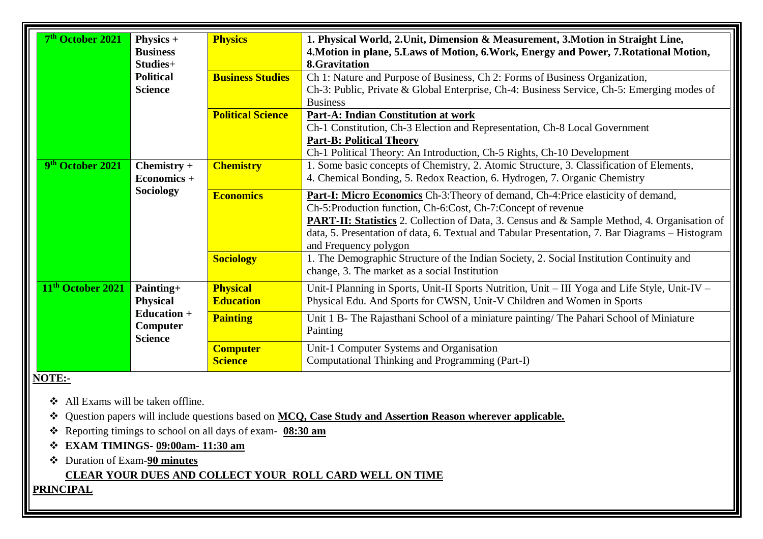| | | | |
|---|---|---|---|
| 7th October 2021 | Physics + Business Studies+ Political Science | **Physics** | **1. Physical World, 2.Unit, Dimension & Measurement, 3.Motion in Straight Line, 4.Motion in plane, 5.Laws of Motion, 6.Work, Energy and Power, 7.Rotational Motion, 8.Gravitation** |
| | | **Business Studies** | Ch 1: Nature and Purpose of Business, Ch 2: Forms of Business Organization, Ch-3: Public, Private & Global Enterprise, Ch-4: Business Service, Ch-5: Emerging modes of Business |
| | | **Political Science** | **Part-A: Indian Constitution at work** Ch-1 Constitution, Ch-3 Election and Representation, Ch-8 Local Government **Part-B: Political Theory** Ch-1 Political Theory: An Introduction, Ch-5 Rights, Ch-10 Development |
| 9th October 2021 | Chemistry + Economics + Sociology | **Chemistry** | 1. Some basic concepts of Chemistry, 2. Atomic Structure, 3. Classification of Elements, 4. Chemical Bonding, 5. Redox Reaction, 6. Hydrogen, 7. Organic Chemistry |
| | | **Economics** | **Part-I: Micro Economics** Ch-3:Theory of demand, Ch-4:Price elasticity of demand, Ch-5:Production function, Ch-6:Cost, Ch-7:Concept of revenue **PART-II: Statistics** 2. Collection of Data, 3. Census and & Sample Method, 4. Organisation of data, 5. Presentation of data, 6. Textual and Tabular Presentation, 7. Bar Diagrams – Histogram and Frequency polygon |
| | | **Sociology** | 1. The Demographic Structure of the Indian Society, 2. Social Institution Continuity and change, 3. The market as a social Institution |
| 11th October 2021 | Painting+ Physical Education + Computer Science | **Physical Education** | Unit-I Planning in Sports, Unit-II Sports Nutrition, Unit – III Yoga and Life Style, Unit-IV – Physical Edu. And Sports for CWSN, Unit-V Children and Women in Sports |
| | | **Painting** | Unit 1 B- The Rajasthani School of a miniature painting/ The Pahari School of Miniature Painting |
| | | **Computer Science** | Unit-1 Computer Systems and Organisation Computational Thinking and Programming (Part-I) |

**NOTE:-**

- All Exams will be taken offline.
- Question papers will include questions based on **MCQ, Case Study and Assertion Reason wherever applicable.**
- Reporting timings to school on all days of exam- **08:30 am**
- **EXAM TIMINGS- 09:00am- 11:30 am**
- Duration of Exam-**90 minutes**

**CLEAR YOUR DUES AND COLLECT YOUR ROLL CARD WELL ON TIME**

**PRINCIPAL**